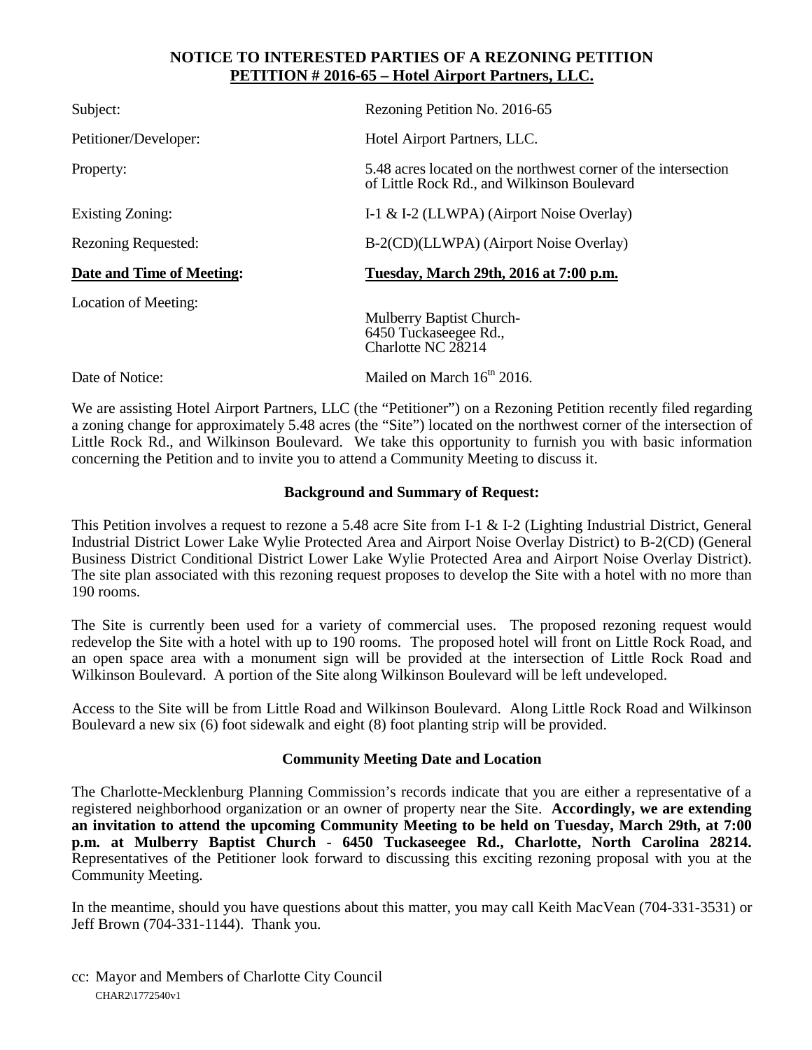**NOTICE TO INTERESTED PARTIES OF A REZONING PETITION**
**PETITION # 2016-65 – Hotel Airport Partners, LLC.**

| | |
|---|---|
| Subject: | Rezoning Petition No. 2016-65 |
| Petitioner/Developer: | Hotel Airport Partners, LLC. |
| Property: | 5.48 acres located on the northwest corner of the intersection of Little Rock Rd., and Wilkinson Boulevard |
| Existing Zoning: | I-1 & I-2 (LLWPA) (Airport Noise Overlay) |
| Rezoning Requested: | B-2(CD)(LLWPA) (Airport Noise Overlay) |
| **Date and Time of Meeting:** | **Tuesday, March 29th, 2016 at 7:00 p.m.** |
| Location of Meeting: | Mulberry Baptist Church- 6450 Tuckaseegee Rd., Charlotte NC 28214 |
| Date of Notice: | Mailed on March 16th 2016. |

We are assisting Hotel Airport Partners, LLC (the "Petitioner") on a Rezoning Petition recently filed regarding a zoning change for approximately 5.48 acres (the "Site") located on the northwest corner of the intersection of Little Rock Rd., and Wilkinson Boulevard. We take this opportunity to furnish you with basic information concerning the Petition and to invite you to attend a Community Meeting to discuss it.

**Background and Summary of Request:**

This Petition involves a request to rezone a 5.48 acre Site from I-1 & I-2 (Lighting Industrial District, General Industrial District Lower Lake Wylie Protected Area and Airport Noise Overlay District) to B-2(CD) (General Business District Conditional District Lower Lake Wylie Protected Area and Airport Noise Overlay District). The site plan associated with this rezoning request proposes to develop the Site with a hotel with no more than 190 rooms.

The Site is currently been used for a variety of commercial uses. The proposed rezoning request would redevelop the Site with a hotel with up to 190 rooms. The proposed hotel will front on Little Rock Road, and an open space area with a monument sign will be provided at the intersection of Little Rock Road and Wilkinson Boulevard. A portion of the Site along Wilkinson Boulevard will be left undeveloped.

Access to the Site will be from Little Road and Wilkinson Boulevard. Along Little Rock Road and Wilkinson Boulevard a new six (6) foot sidewalk and eight (8) foot planting strip will be provided.

**Community Meeting Date and Location**

The Charlotte-Mecklenburg Planning Commission's records indicate that you are either a representative of a registered neighborhood organization or an owner of property near the Site. **Accordingly, we are extending an invitation to attend the upcoming Community Meeting to be held on Tuesday, March 29th, at 7:00 p.m. at Mulberry Baptist Church - 6450 Tuckaseegee Rd., Charlotte, North Carolina 28214.** Representatives of the Petitioner look forward to discussing this exciting rezoning proposal with you at the Community Meeting.

In the meantime, should you have questions about this matter, you may call Keith MacVean (704-331-3531) or Jeff Brown (704-331-1144). Thank you.

cc: Mayor and Members of Charlotte City Council

CHAR2\1772540v1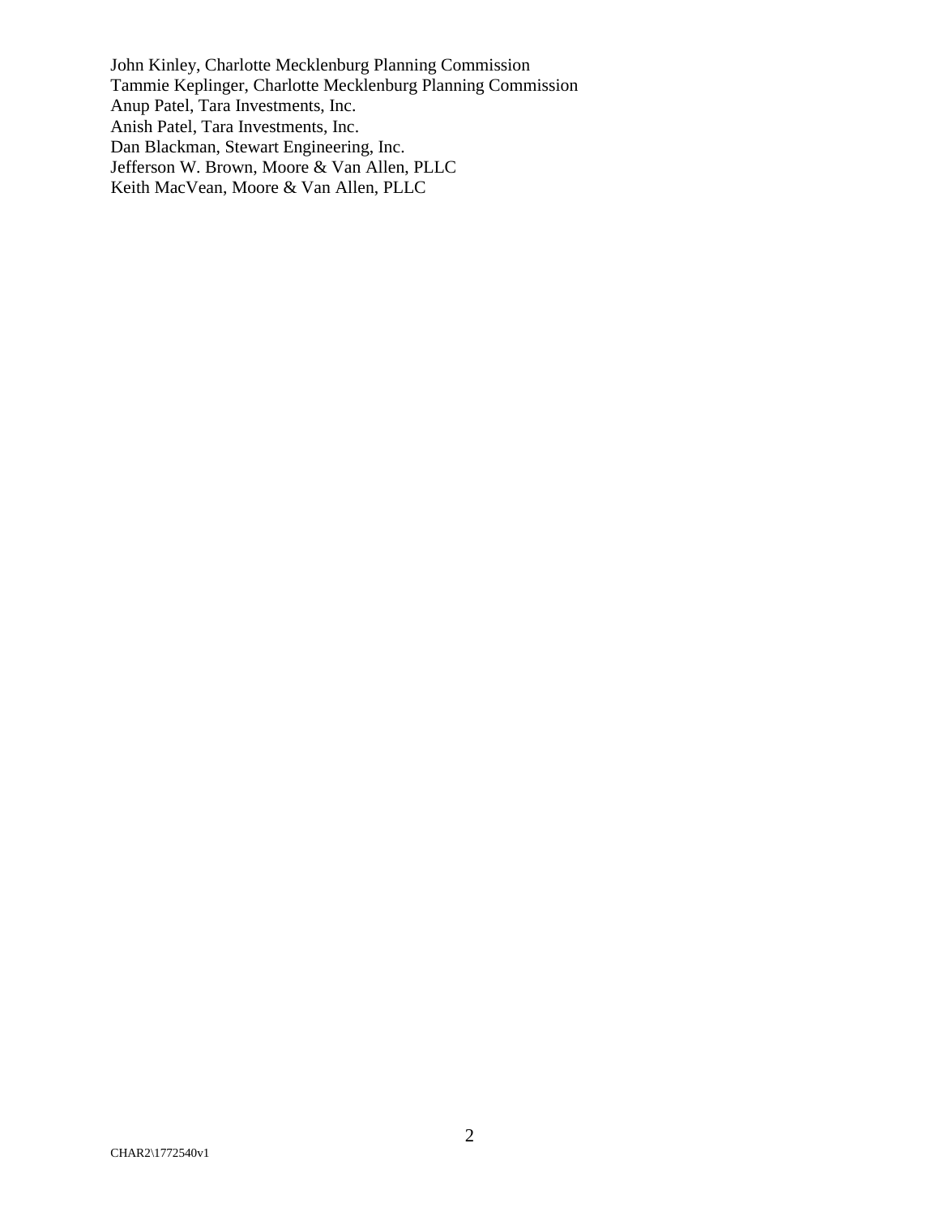John Kinley, Charlotte Mecklenburg Planning Commission
Tammie Keplinger, Charlotte Mecklenburg Planning Commission
Anup Patel, Tara Investments, Inc.
Anish Patel, Tara Investments, Inc.
Dan Blackman, Stewart Engineering, Inc.
Jefferson W. Brown, Moore & Van Allen, PLLC
Keith MacVean, Moore & Van Allen, PLLC